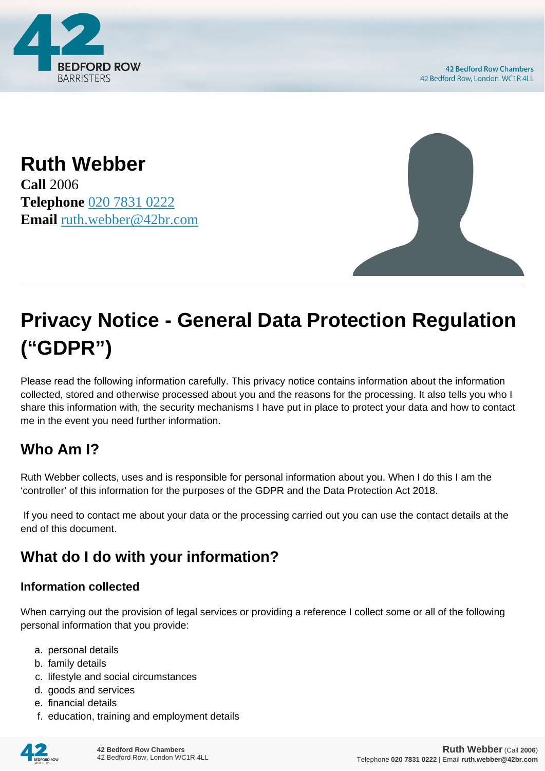# Ruth Webber

**Call** 2006
**Telephone** 020 7831 0222
**Email** ruth.webber@42br.com

# Privacy Notice - General Data Protection Regulation ("GDPR")

Please read the following information carefully. This privacy notice contains information about the information collected, stored and otherwise processed about you and the reasons for the processing. It also tells you who I share this information with, the security mechanisms I have put in place to protect your data and how to contact me in the event you need further information.

## Who Am I?

Ruth Webber collects, uses and is responsible for personal information about you. When I do this I am the 'controller' of this information for the purposes of the GDPR and the Data Protection Act 2018.

If you need to contact me about your data or the processing carried out you can use the contact details at the end of this document.

## What do I do with your information?

### Information collected

When carrying out the provision of legal services or providing a reference I collect some or all of the following personal information that you provide:

a. personal details
b. family details
c. lifestyle and social circumstances
d. goods and services
e. financial details
f. education, training and employment details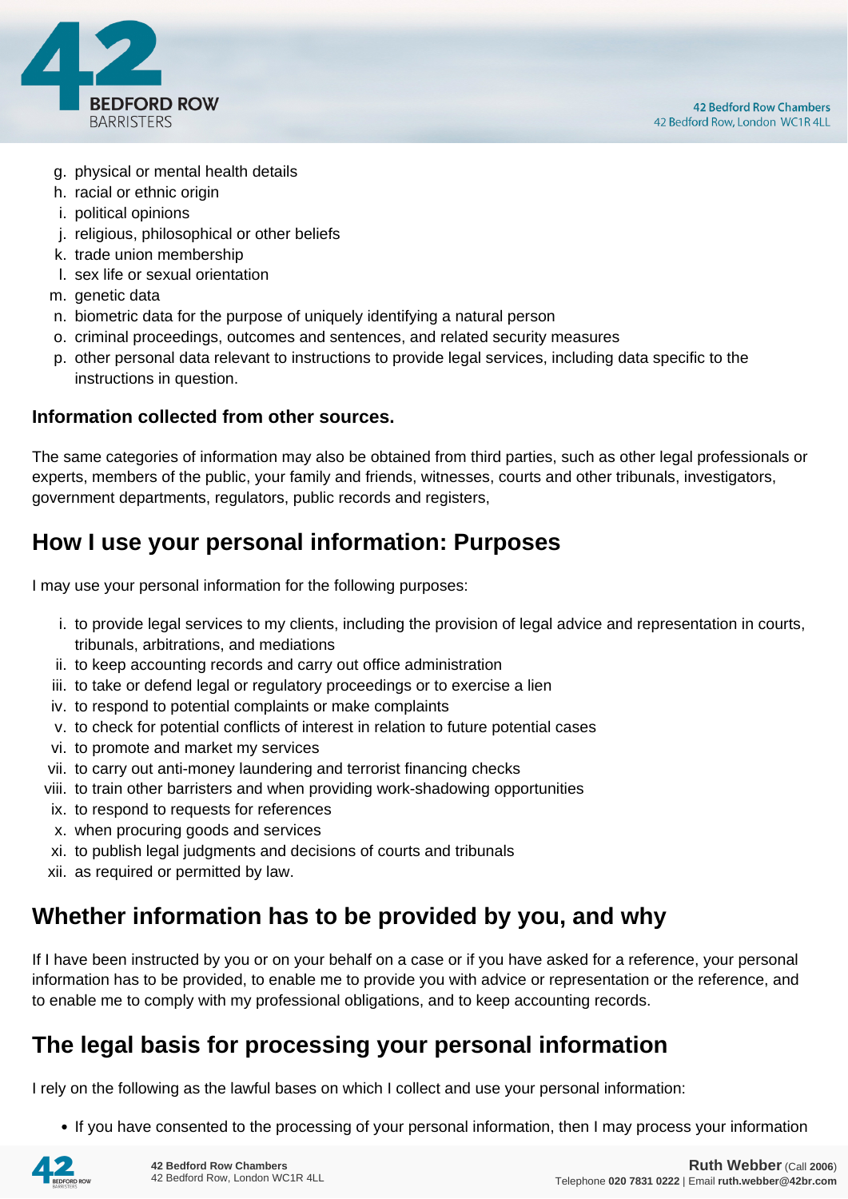g. physical or mental health details
h. racial or ethnic origin
i. political opinions
j. religious, philosophical or other beliefs
k. trade union membership
l. sex life or sexual orientation
m. genetic data
n. biometric data for the purpose of uniquely identifying a natural person
o. criminal proceedings, outcomes and sentences, and related security measures
p. other personal data relevant to instructions to provide legal services, including data specific to the instructions in question.

**Information collected from other sources.**

The same categories of information may also be obtained from third parties, such as other legal professionals or experts, members of the public, your family and friends, witnesses, courts and other tribunals, investigators, government departments, regulators, public records and registers,

## How I use your personal information: Purposes

I may use your personal information for the following purposes:

i. to provide legal services to my clients, including the provision of legal advice and representation in courts, tribunals, arbitrations, and mediations
ii. to keep accounting records and carry out office administration
iii. to take or defend legal or regulatory proceedings or to exercise a lien
iv. to respond to potential complaints or make complaints
v. to check for potential conflicts of interest in relation to future potential cases
vi. to promote and market my services
vii. to carry out anti-money laundering and terrorist financing checks
viii. to train other barristers and when providing work-shadowing opportunities
ix. to respond to requests for references
x. when procuring goods and services
xi. to publish legal judgments and decisions of courts and tribunals
xii. as required or permitted by law.

## Whether information has to be provided by you, and why

If I have been instructed by you or on your behalf on a case or if you have asked for a reference, your personal information has to be provided, to enable me to provide you with advice or representation or the reference, and to enable me to comply with my professional obligations, and to keep accounting records.

## The legal basis for processing your personal information

I rely on the following as the lawful bases on which I collect and use your personal information:

- If you have consented to the processing of your personal information, then I may process your information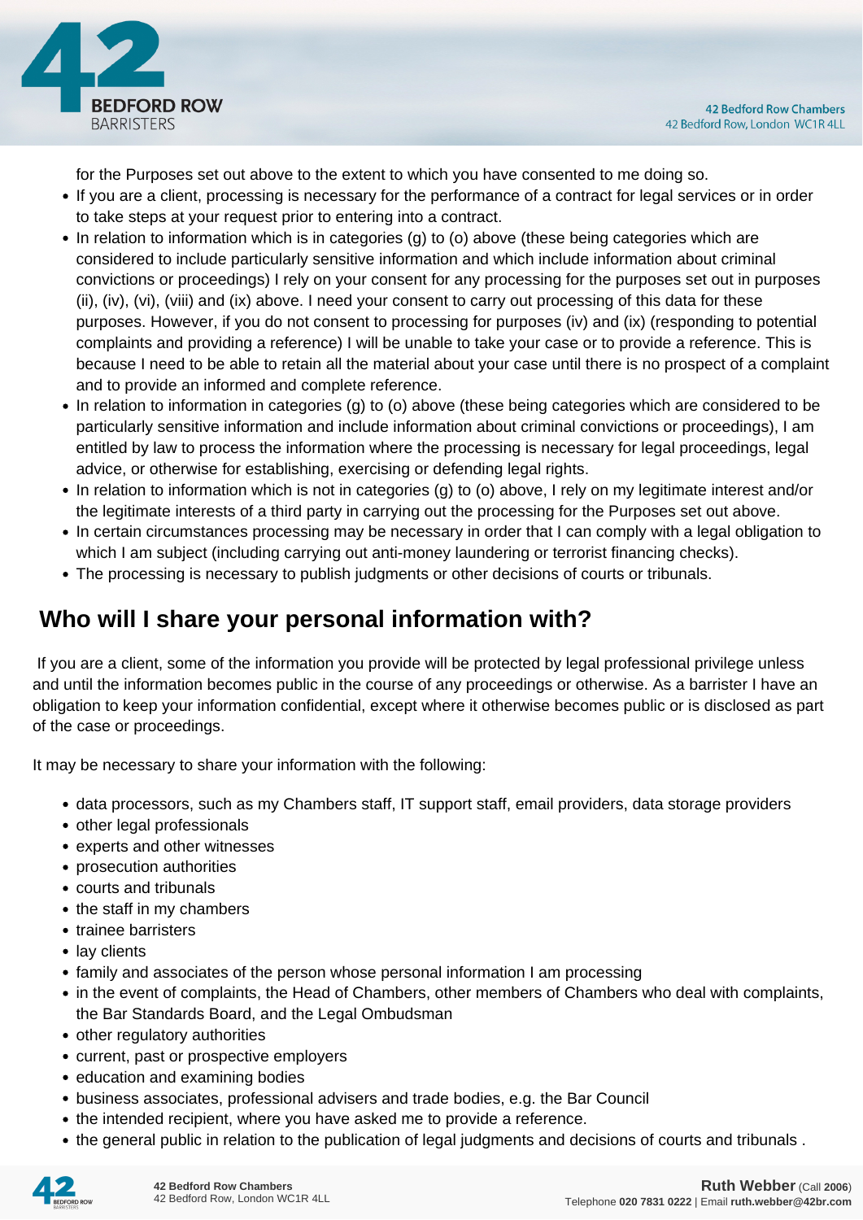for the Purposes set out above to the extent to which you have consented to me doing so.

- If you are a client, processing is necessary for the performance of a contract for legal services or in order to take steps at your request prior to entering into a contract.
- In relation to information which is in categories (g) to (o) above (these being categories which are considered to include particularly sensitive information and which include information about criminal convictions or proceedings) I rely on your consent for any processing for the purposes set out in purposes (ii), (iv), (vi), (viii) and (ix) above. I need your consent to carry out processing of this data for these purposes. However, if you do not consent to processing for purposes (iv) and (ix) (responding to potential complaints and providing a reference) I will be unable to take your case or to provide a reference. This is because I need to be able to retain all the material about your case until there is no prospect of a complaint and to provide an informed and complete reference.
- In relation to information in categories (g) to (o) above (these being categories which are considered to be particularly sensitive information and include information about criminal convictions or proceedings), I am entitled by law to process the information where the processing is necessary for legal proceedings, legal advice, or otherwise for establishing, exercising or defending legal rights.
- In relation to information which is not in categories (g) to (o) above, I rely on my legitimate interest and/or the legitimate interests of a third party in carrying out the processing for the Purposes set out above.
- In certain circumstances processing may be necessary in order that I can comply with a legal obligation to which I am subject (including carrying out anti-money laundering or terrorist financing checks).
- The processing is necessary to publish judgments or other decisions of courts or tribunals.

## Who will I share your personal information with?

If you are a client, some of the information you provide will be protected by legal professional privilege unless and until the information becomes public in the course of any proceedings or otherwise. As a barrister I have an obligation to keep your information confidential, except where it otherwise becomes public or is disclosed as part of the case or proceedings.

It may be necessary to share your information with the following:

- data processors, such as my Chambers staff, IT support staff, email providers, data storage providers
- other legal professionals
- experts and other witnesses
- prosecution authorities
- courts and tribunals
- the staff in my chambers
- trainee barristers
- lay clients
- family and associates of the person whose personal information I am processing
- in the event of complaints, the Head of Chambers, other members of Chambers who deal with complaints, the Bar Standards Board, and the Legal Ombudsman
- other regulatory authorities
- current, past or prospective employers
- education and examining bodies
- business associates, professional advisers and trade bodies, e.g. the Bar Council
- the intended recipient, where you have asked me to provide a reference.
- the general public in relation to the publication of legal judgments and decisions of courts and tribunals .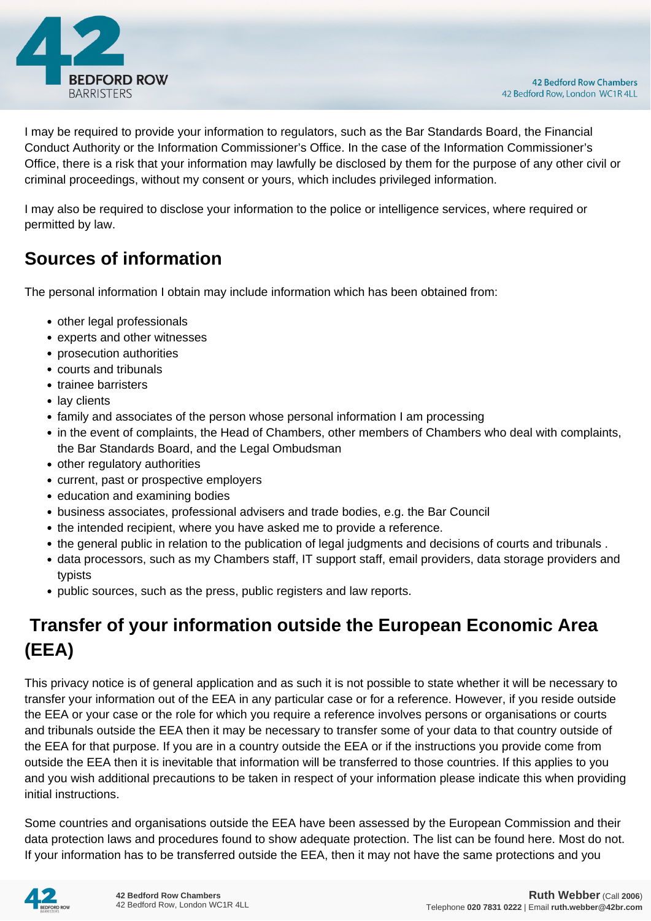I may be required to provide your information to regulators, such as the Bar Standards Board, the Financial Conduct Authority or the Information Commissioner's Office. In the case of the Information Commissioner's Office, there is a risk that your information may lawfully be disclosed by them for the purpose of any other civil or criminal proceedings, without my consent or yours, which includes privileged information.

I may also be required to disclose your information to the police or intelligence services, where required or permitted by law.

## Sources of information

The personal information I obtain may include information which has been obtained from:

- other legal professionals
- experts and other witnesses
- prosecution authorities
- courts and tribunals
- trainee barristers
- lay clients
- family and associates of the person whose personal information I am processing
- in the event of complaints, the Head of Chambers, other members of Chambers who deal with complaints, the Bar Standards Board, and the Legal Ombudsman
- other regulatory authorities
- current, past or prospective employers
- education and examining bodies
- business associates, professional advisers and trade bodies, e.g. the Bar Council
- the intended recipient, where you have asked me to provide a reference.
- the general public in relation to the publication of legal judgments and decisions of courts and tribunals .
- data processors, such as my Chambers staff, IT support staff, email providers, data storage providers and typists
- public sources, such as the press, public registers and law reports.

## Transfer of your information outside the European Economic Area (EEA)

This privacy notice is of general application and as such it is not possible to state whether it will be necessary to transfer your information out of the EEA in any particular case or for a reference. However, if you reside outside the EEA or your case or the role for which you require a reference involves persons or organisations or courts and tribunals outside the EEA then it may be necessary to transfer some of your data to that country outside of the EEA for that purpose. If you are in a country outside the EEA or if the instructions you provide come from outside the EEA then it is inevitable that information will be transferred to those countries. If this applies to you and you wish additional precautions to be taken in respect of your information please indicate this when providing initial instructions.

Some countries and organisations outside the EEA have been assessed by the European Commission and their data protection laws and procedures found to show adequate protection. The list can be found here. Most do not. If your information has to be transferred outside the EEA, then it may not have the same protections and you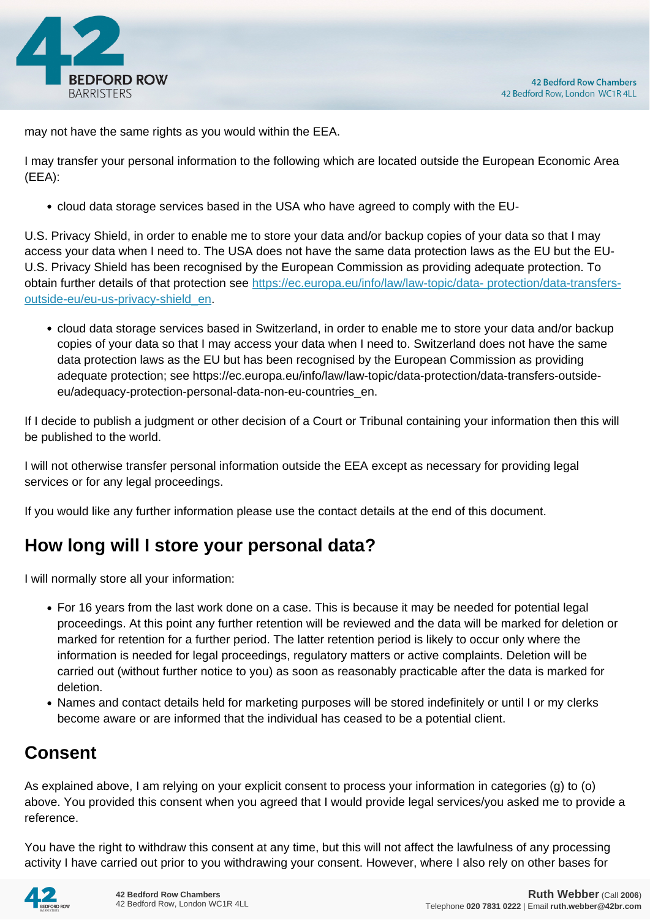may not have the same rights as you would within the EEA.

I may transfer your personal information to the following which are located outside the European Economic Area (EEA):

- cloud data storage services based in the USA who have agreed to comply with the EU-

U.S. Privacy Shield, in order to enable me to store your data and/or backup copies of your data so that I may access your data when I need to. The USA does not have the same data protection laws as the EU but the EU-U.S. Privacy Shield has been recognised by the European Commission as providing adequate protection. To obtain further details of that protection see [https://ec.europa.eu/info/law/law-topic/data- protection/data-transfers-outside-eu/eu-us-privacy-shield_en](https://ec.europa.eu/info/law/law-topic/data-protection/data-transfers-outside-eu/eu-us-privacy-shield_en).

- cloud data storage services based in Switzerland, in order to enable me to store your data and/or backup copies of your data so that I may access your data when I need to. Switzerland does not have the same data protection laws as the EU but has been recognised by the European Commission as providing adequate protection; see https://ec.europa.eu/info/law/law-topic/data-protection/data-transfers-outside-eu/adequacy-protection-personal-data-non-eu-countries_en.

If I decide to publish a judgment or other decision of a Court or Tribunal containing your information then this will be published to the world.

I will not otherwise transfer personal information outside the EEA except as necessary for providing legal services or for any legal proceedings.

If you would like any further information please use the contact details at the end of this document.

## How long will I store your personal data?

I will normally store all your information:

- For 16 years from the last work done on a case. This is because it may be needed for potential legal proceedings. At this point any further retention will be reviewed and the data will be marked for deletion or marked for retention for a further period. The latter retention period is likely to occur only where the information is needed for legal proceedings, regulatory matters or active complaints. Deletion will be carried out (without further notice to you) as soon as reasonably practicable after the data is marked for deletion.
- Names and contact details held for marketing purposes will be stored indefinitely or until I or my clerks become aware or are informed that the individual has ceased to be a potential client.

## Consent

As explained above, I am relying on your explicit consent to process your information in categories (g) to (o) above. You provided this consent when you agreed that I would provide legal services/you asked me to provide a reference.

You have the right to withdraw this consent at any time, but this will not affect the lawfulness of any processing activity I have carried out prior to you withdrawing your consent. However, where I also rely on other bases for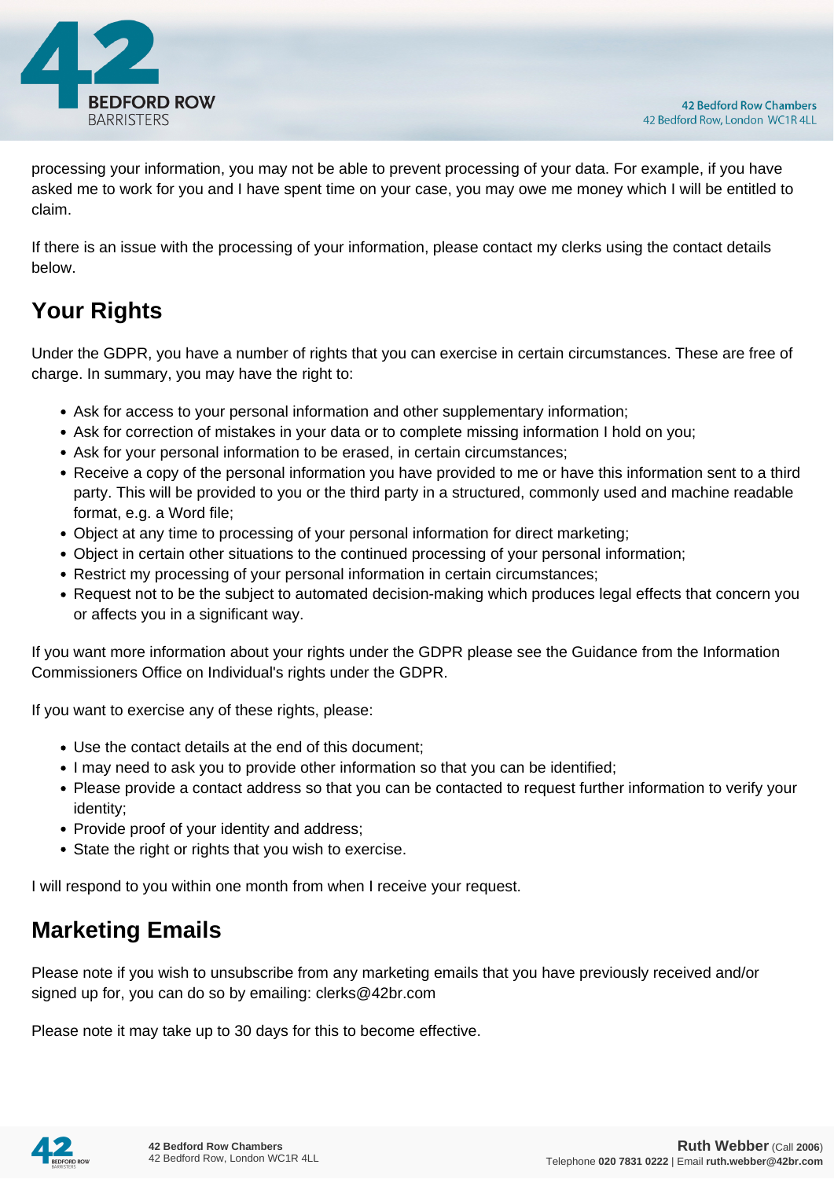processing your information, you may not be able to prevent processing of your data. For example, if you have asked me to work for you and I have spent time on your case, you may owe me money which I will be entitled to claim.

If there is an issue with the processing of your information, please contact my clerks using the contact details below.

## Your Rights

Under the GDPR, you have a number of rights that you can exercise in certain circumstances. These are free of charge. In summary, you may have the right to:

- Ask for access to your personal information and other supplementary information;
- Ask for correction of mistakes in your data or to complete missing information I hold on you;
- Ask for your personal information to be erased, in certain circumstances;
- Receive a copy of the personal information you have provided to me or have this information sent to a third party. This will be provided to you or the third party in a structured, commonly used and machine readable format, e.g. a Word file;
- Object at any time to processing of your personal information for direct marketing;
- Object in certain other situations to the continued processing of your personal information;
- Restrict my processing of your personal information in certain circumstances;
- Request not to be the subject to automated decision-making which produces legal effects that concern you or affects you in a significant way.

If you want more information about your rights under the GDPR please see the Guidance from the Information Commissioners Office on Individual's rights under the GDPR.

If you want to exercise any of these rights, please:

- Use the contact details at the end of this document;
- I may need to ask you to provide other information so that you can be identified;
- Please provide a contact address so that you can be contacted to request further information to verify your identity;
- Provide proof of your identity and address;
- State the right or rights that you wish to exercise.

I will respond to you within one month from when I receive your request.

## Marketing Emails

Please note if you wish to unsubscribe from any marketing emails that you have previously received and/or signed up for, you can do so by emailing: clerks@42br.com

Please note it may take up to 30 days for this to become effective.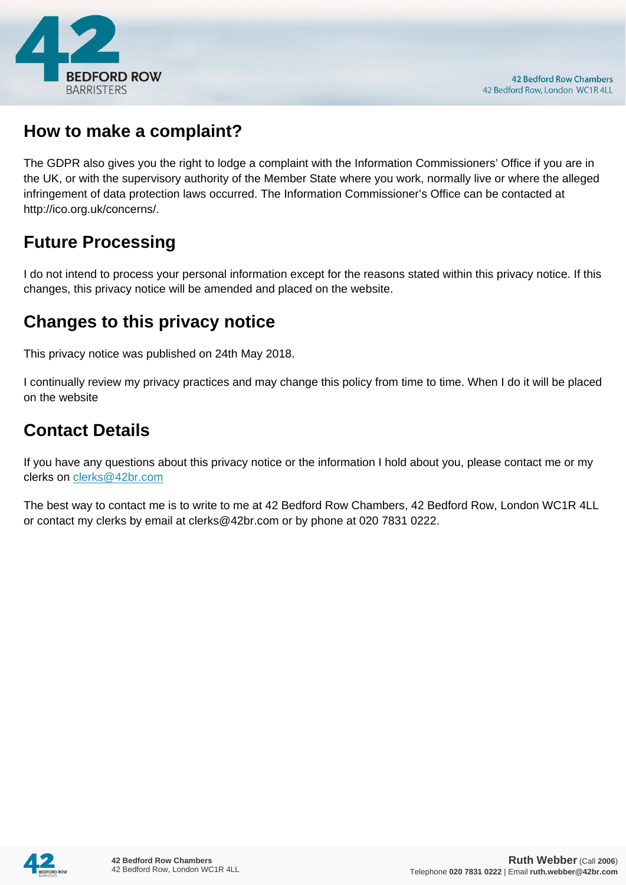## How to make a complaint?

The GDPR also gives you the right to lodge a complaint with the Information Commissioners' Office if you are in the UK, or with the supervisory authority of the Member State where you work, normally live or where the alleged infringement of data protection laws occurred. The Information Commissioner's Office can be contacted at http://ico.org.uk/concerns/.

## Future Processing

I do not intend to process your personal information except for the reasons stated within this privacy notice. If this changes, this privacy notice will be amended and placed on the website.

## Changes to this privacy notice

This privacy notice was published on 24th May 2018.

I continually review my privacy practices and may change this policy from time to time. When I do it will be placed on the website

## Contact Details

If you have any questions about this privacy notice or the information I hold about you, please contact me or my clerks on clerks@42br.com

The best way to contact me is to write to me at 42 Bedford Row Chambers, 42 Bedford Row, London WC1R 4LL or contact my clerks by email at clerks@42br.com or by phone at 020 7831 0222.